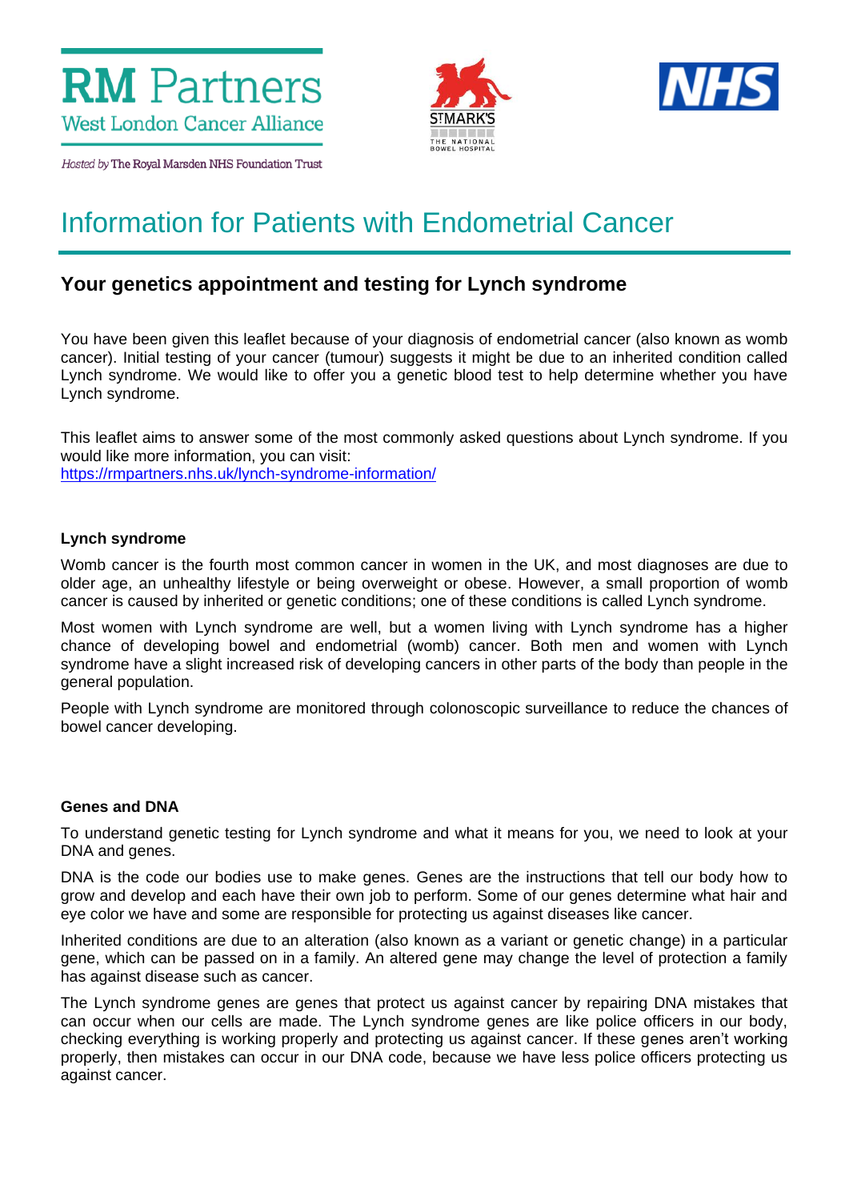RM Partners
West London Cancer Alliance

*Hosted by* The Royal Marsden NHS Foundation Trust

ST MARK'S
THE NATIONAL BOWEL HOSPITAL

NHS

# Information for Patients with Endometrial Cancer

## Your genetics appointment and testing for Lynch syndrome

You have been given this leaflet because of your diagnosis of endometrial cancer (also known as womb cancer). Initial testing of your cancer (tumour) suggests it might be due to an inherited condition called Lynch syndrome. We would like to offer you a genetic blood test to help determine whether you have Lynch syndrome.

This leaflet aims to answer some of the most commonly asked questions about Lynch syndrome. If you would like more information, you can visit:
https://rmpartners.nhs.uk/lynch-syndrome-information/

### Lynch syndrome

Womb cancer is the fourth most common cancer in women in the UK, and most diagnoses are due to older age, an unhealthy lifestyle or being overweight or obese. However, a small proportion of womb cancer is caused by inherited or genetic conditions; one of these conditions is called Lynch syndrome.

Most women with Lynch syndrome are well, but a women living with Lynch syndrome has a higher chance of developing bowel and endometrial (womb) cancer. Both men and women with Lynch syndrome have a slight increased risk of developing cancers in other parts of the body than people in the general population.

People with Lynch syndrome are monitored through colonoscopic surveillance to reduce the chances of bowel cancer developing.

### Genes and DNA

To understand genetic testing for Lynch syndrome and what it means for you, we need to look at your DNA and genes.

DNA is the code our bodies use to make genes. Genes are the instructions that tell our body how to grow and develop and each have their own job to perform. Some of our genes determine what hair and eye color we have and some are responsible for protecting us against diseases like cancer.

Inherited conditions are due to an alteration (also known as a variant or genetic change) in a particular gene, which can be passed on in a family. An altered gene may change the level of protection a family has against disease such as cancer.

The Lynch syndrome genes are genes that protect us against cancer by repairing DNA mistakes that can occur when our cells are made. The Lynch syndrome genes are like police officers in our body, checking everything is working properly and protecting us against cancer. If these genes aren't working properly, then mistakes can occur in our DNA code, because we have less police officers protecting us against cancer.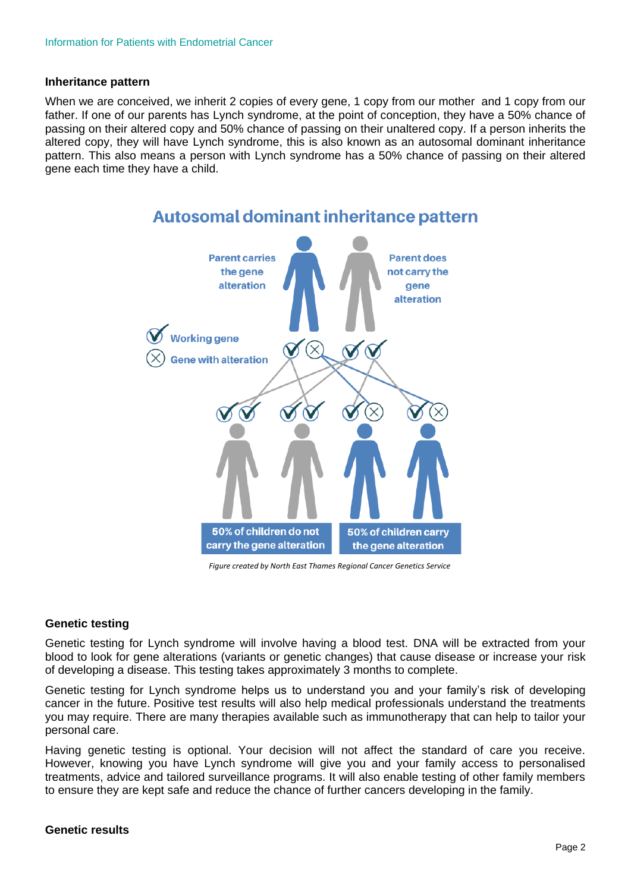### Inheritance pattern

When we are conceived, we inherit 2 copies of every gene, 1 copy from our mother and 1 copy from our father. If one of our parents has Lynch syndrome, at the point of conception, they have a 50% chance of passing on their altered copy and 50% chance of passing on their unaltered copy. If a person inherits the altered copy, they will have Lynch syndrome, this is also known as an autosomal dominant inheritance pattern. This also means a person with Lynch syndrome has a 50% chance of passing on their altered gene each time they have a child.

**Autosomal dominant inheritance pattern**

Parent carries the gene alteration

Parent does not carry the gene alteration

Working gene

Gene with alteration

50% of children do not carry the gene alteration

50% of children carry the gene alteration

*Figure created by North East Thames Regional Cancer Genetics Service*

### Genetic testing

Genetic testing for Lynch syndrome will involve having a blood test. DNA will be extracted from your blood to look for gene alterations (variants or genetic changes) that cause disease or increase your risk of developing a disease. This testing takes approximately 3 months to complete.

Genetic testing for Lynch syndrome helps us to understand you and your family's risk of developing cancer in the future. Positive test results will also help medical professionals understand the treatments you may require. There are many therapies available such as immunotherapy that can help to tailor your personal care.

Having genetic testing is optional. Your decision will not affect the standard of care you receive. However, knowing you have Lynch syndrome will give you and your family access to personalised treatments, advice and tailored surveillance programs. It will also enable testing of other family members to ensure they are kept safe and reduce the chance of further cancers developing in the family.

### Genetic results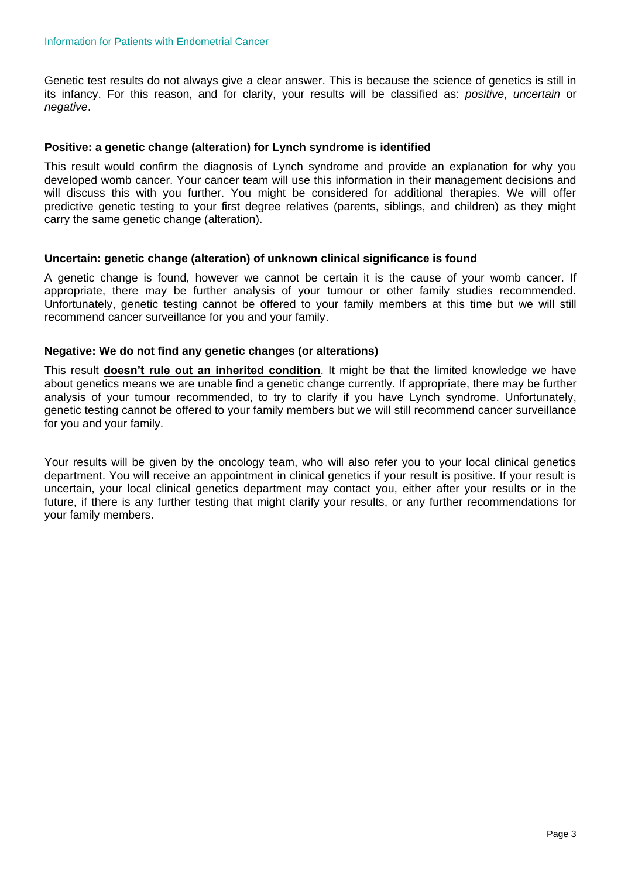Genetic test results do not always give a clear answer. This is because the science of genetics is still in its infancy. For this reason, and for clarity, your results will be classified as: *positive*, *uncertain* or *negative*.

### Positive: a genetic change (alteration) for Lynch syndrome is identified

This result would confirm the diagnosis of Lynch syndrome and provide an explanation for why you developed womb cancer. Your cancer team will use this information in their management decisions and will discuss this with you further. You might be considered for additional therapies. We will offer predictive genetic testing to your first degree relatives (parents, siblings, and children) as they might carry the same genetic change (alteration).

### Uncertain: genetic change (alteration) of unknown clinical significance is found

A genetic change is found, however we cannot be certain it is the cause of your womb cancer. If appropriate, there may be further analysis of your tumour or other family studies recommended. Unfortunately, genetic testing cannot be offered to your family members at this time but we will still recommend cancer surveillance for you and your family.

### Negative: We do not find any genetic changes (or alterations)

This result **doesn't rule out an inherited condition**. It might be that the limited knowledge we have about genetics means we are unable find a genetic change currently. If appropriate, there may be further analysis of your tumour recommended, to try to clarify if you have Lynch syndrome. Unfortunately, genetic testing cannot be offered to your family members but we will still recommend cancer surveillance for you and your family.

Your results will be given by the oncology team, who will also refer you to your local clinical genetics department. You will receive an appointment in clinical genetics if your result is positive. If your result is uncertain, your local clinical genetics department may contact you, either after your results or in the future, if there is any further testing that might clarify your results, or any further recommendations for your family members.